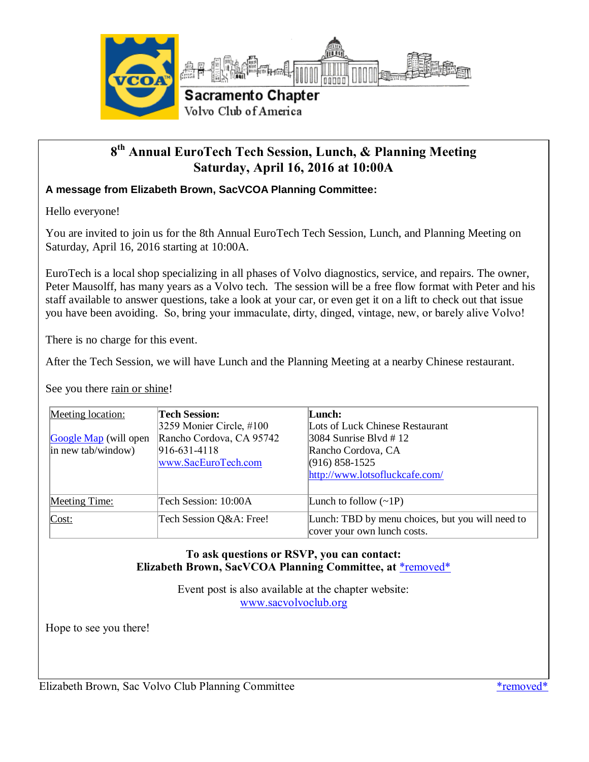Sacramento Chapter
Volvo Club of America

# 8th Annual EuroTech Tech Session, Lunch, & Planning Meeting
## Saturday, April 16, 2016 at 10:00A

**A message from Elizabeth Brown, SacVCOA Planning Committee:**

Hello everyone!

You are invited to join us for the 8th Annual EuroTech Tech Session, Lunch, and Planning Meeting on Saturday, April 16, 2016 starting at 10:00A.

EuroTech is a local shop specializing in all phases of Volvo diagnostics, service, and repairs. The owner, Peter Mausolff, has many years as a Volvo tech. The session will be a free flow format with Peter and his staff available to answer questions, take a look at your car, or even get it on a lift to check out that issue you have been avoiding. So, bring your immaculate, dirty, dinged, vintage, new, or barely alive Volvo!

There is no charge for this event.

After the Tech Session, we will have Lunch and the Planning Meeting at a nearby Chinese restaurant.

See you there rain or shine!

| Meeting location: Google Map (will open in new tab/window) | **Tech Session:** 3259 Monier Circle, #100 Rancho Cordova, CA 95742 916-631-4118 www.SacEuroTech.com | **Lunch:** Lots of Luck Chinese Restaurant 3084 Sunrise Blvd # 12 Rancho Cordova, CA (916) 858-1525 http://www.lotsofluckcafe.com/ |
|---|---|---|
| Meeting Time: | Tech Session: 10:00A | Lunch to follow (~1P) |
| Cost: | Tech Session Q&A: Free! | Lunch: TBD by menu choices, but you will need to cover your own lunch costs. |

**To ask questions or RSVP, you can contact:**
**Elizabeth Brown, SacVCOA Planning Committee, at *removed***

Event post is also available at the chapter website:
www.sacvolvoclub.org

Hope to see you there!

Elizabeth Brown, Sac Volvo Club Planning Committee *removed*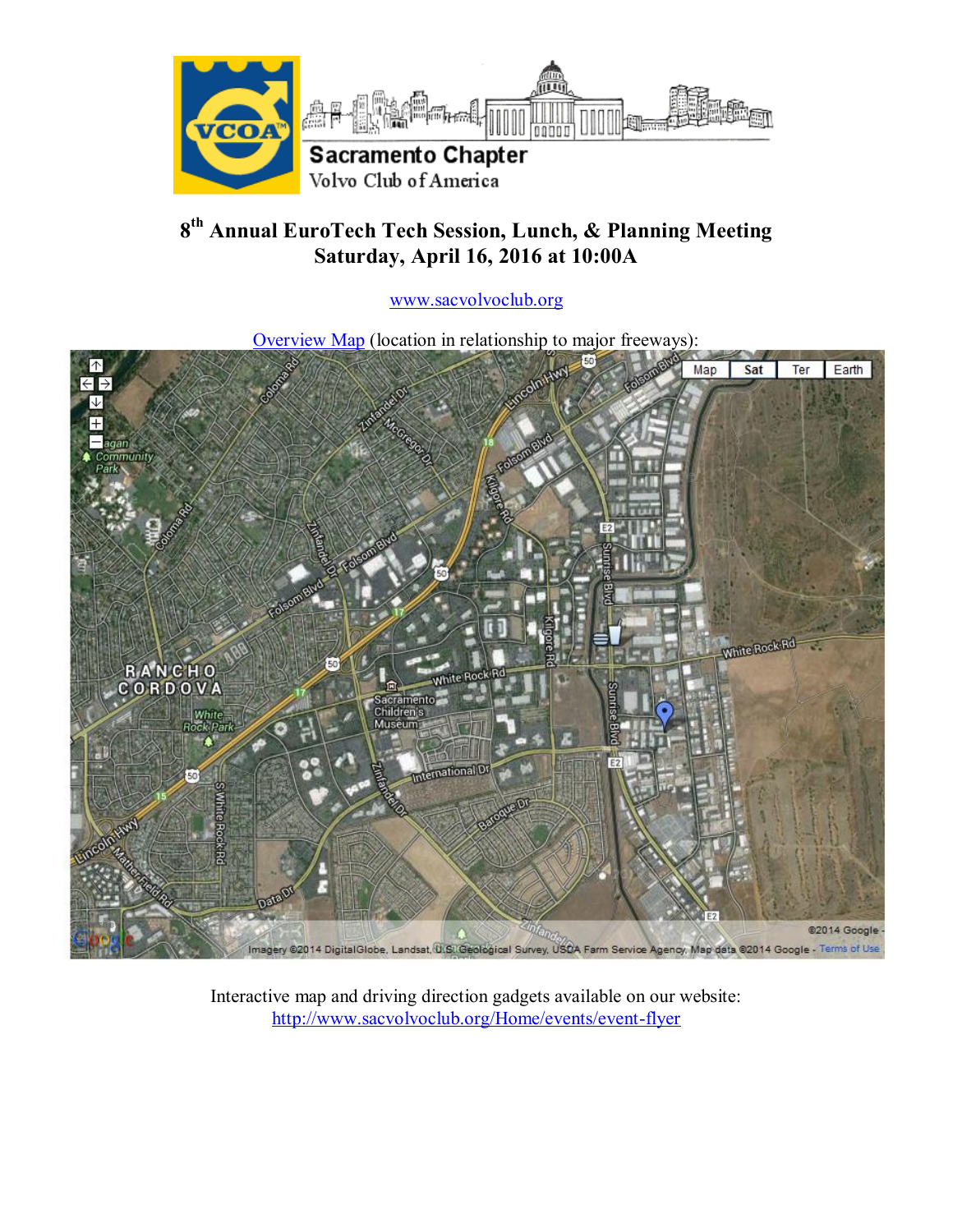Sacramento Chapter

Volvo Club of America

## 8th Annual EuroTech Tech Session, Lunch, & Planning Meeting
## Saturday, April 16, 2016 at 10:00A

www.sacvolvoclub.org

Overview Map (location in relationship to major freeways):

Interactive map and driving direction gadgets available on our website:
http://www.sacvolvoclub.org/Home/events/event-flyer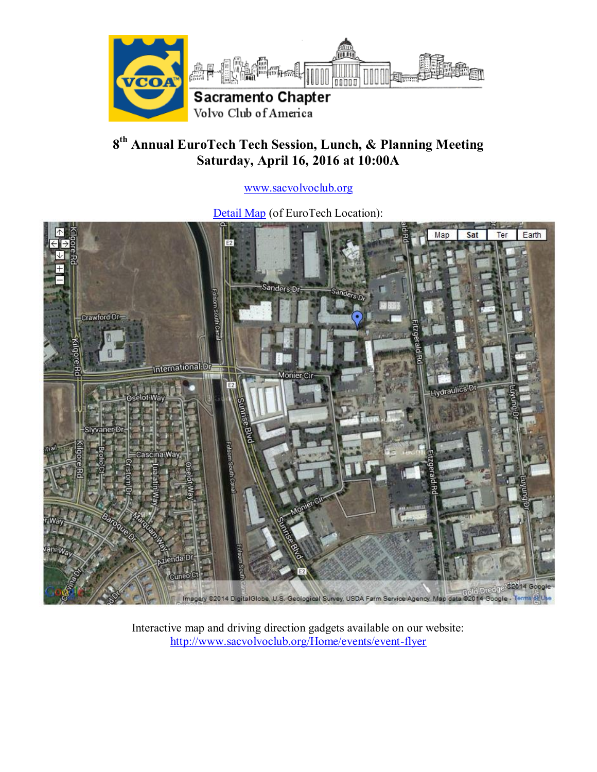Sacramento Chapter
Volvo Club of America

# 8th Annual EuroTech Tech Session, Lunch, & Planning Meeting
## Saturday, April 16, 2016 at 10:00A

www.sacvolvoclub.org

Detail Map (of EuroTech Location):

Interactive map and driving direction gadgets available on our website:
http://www.sacvolvoclub.org/Home/events/event-flyer